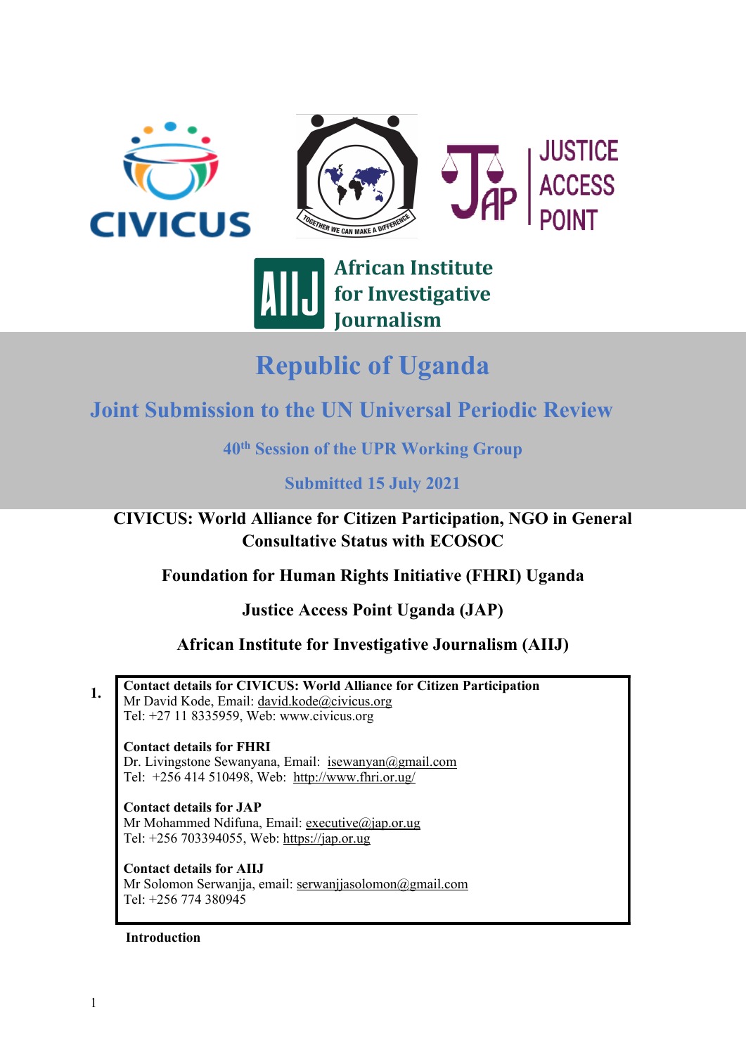# Republic of Uganda

## Joint Submission to the UN Universal Periodic Review

### 40th Session of the UPR Working Group

### Submitted 15 July 2021

**CIVICUS: World Alliance for Citizen Participation, NGO in General Consultative Status with ECOSOC**

**Foundation for Human Rights Initiative (FHRI) Uganda**

**Justice Access Point Uganda (JAP)**

**African Institute for Investigative Journalism (AIIJ)**

1.

**Contact details for CIVICUS: World Alliance for Citizen Participation**
Mr David Kode, Email: david.kode@civicus.org
Tel: +27 11 8335959, Web: www.civicus.org

**Contact details for FHRI**
Dr. Livingstone Sewanyana, Email: isewanyan@gmail.com
Tel: +256 414 510498, Web: http://www.fhri.or.ug/

**Contact details for JAP**
Mr Mohammed Ndifuna, Email: executive@jap.or.ug
Tel: +256 703394055, Web: https://jap.or.ug

**Contact details for AIIJ**
Mr Solomon Serwanjja, email: serwanjjasolomon@gmail.com
Tel: +256 774 380945

**Introduction**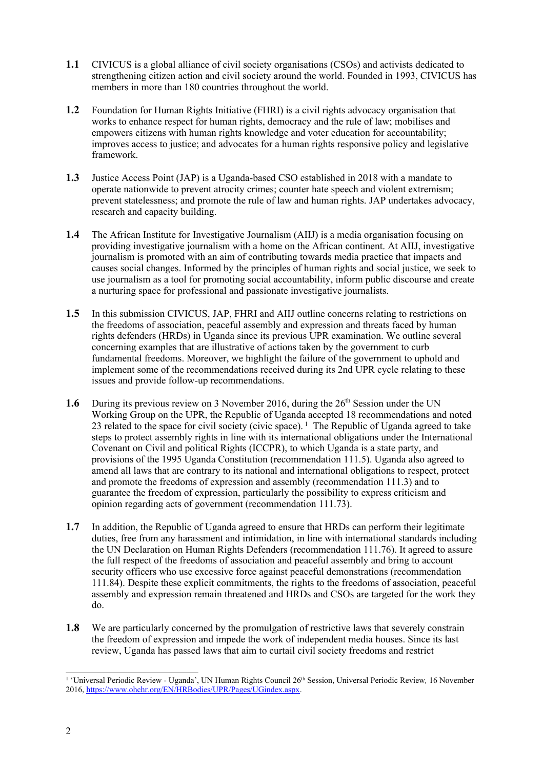**1.1** CIVICUS is a global alliance of civil society organisations (CSOs) and activists dedicated to strengthening citizen action and civil society around the world. Founded in 1993, CIVICUS has members in more than 180 countries throughout the world.

**1.2** Foundation for Human Rights Initiative (FHRI) is a civil rights advocacy organisation that works to enhance respect for human rights, democracy and the rule of law; mobilises and empowers citizens with human rights knowledge and voter education for accountability; improves access to justice; and advocates for a human rights responsive policy and legislative framework.

**1.3** Justice Access Point (JAP) is a Uganda-based CSO established in 2018 with a mandate to operate nationwide to prevent atrocity crimes; counter hate speech and violent extremism; prevent statelessness; and promote the rule of law and human rights. JAP undertakes advocacy, research and capacity building.

**1.4** The African Institute for Investigative Journalism (AIIJ) is a media organisation focusing on providing investigative journalism with a home on the African continent. At AIIJ, investigative journalism is promoted with an aim of contributing towards media practice that impacts and causes social changes. Informed by the principles of human rights and social justice, we seek to use journalism as a tool for promoting social accountability, inform public discourse and create a nurturing space for professional and passionate investigative journalists.

**1.5** In this submission CIVICUS, JAP, FHRI and AIIJ outline concerns relating to restrictions on the freedoms of association, peaceful assembly and expression and threats faced by human rights defenders (HRDs) in Uganda since its previous UPR examination. We outline several concerning examples that are illustrative of actions taken by the government to curb fundamental freedoms. Moreover, we highlight the failure of the government to uphold and implement some of the recommendations received during its 2nd UPR cycle relating to these issues and provide follow-up recommendations.

**1.6** During its previous review on 3 November 2016, during the 26th Session under the UN Working Group on the UPR, the Republic of Uganda accepted 18 recommendations and noted 23 related to the space for civil society (civic space).[1] The Republic of Uganda agreed to take steps to protect assembly rights in line with its international obligations under the International Covenant on Civil and political Rights (ICCPR), to which Uganda is a state party, and provisions of the 1995 Uganda Constitution (recommendation 111.5). Uganda also agreed to amend all laws that are contrary to its national and international obligations to respect, protect and promote the freedoms of expression and assembly (recommendation 111.3) and to guarantee the freedom of expression, particularly the possibility to express criticism and opinion regarding acts of government (recommendation 111.73).

**1.7** In addition, the Republic of Uganda agreed to ensure that HRDs can perform their legitimate duties, free from any harassment and intimidation, in line with international standards including the UN Declaration on Human Rights Defenders (recommendation 111.76). It agreed to assure the full respect of the freedoms of association and peaceful assembly and bring to account security officers who use excessive force against peaceful demonstrations (recommendation 111.84). Despite these explicit commitments, the rights to the freedoms of association, peaceful assembly and expression remain threatened and HRDs and CSOs are targeted for the work they do.

**1.8** We are particularly concerned by the promulgation of restrictive laws that severely constrain the freedom of expression and impede the work of independent media houses. Since its last review, Uganda has passed laws that aim to curtail civil society freedoms and restrict

---

[1] 'Universal Periodic Review - Uganda', UN Human Rights Council 26th Session, Universal Periodic Review*,* 16 November 2016, https://www.ohchr.org/EN/HRBodies/UPR/Pages/UGindex.aspx.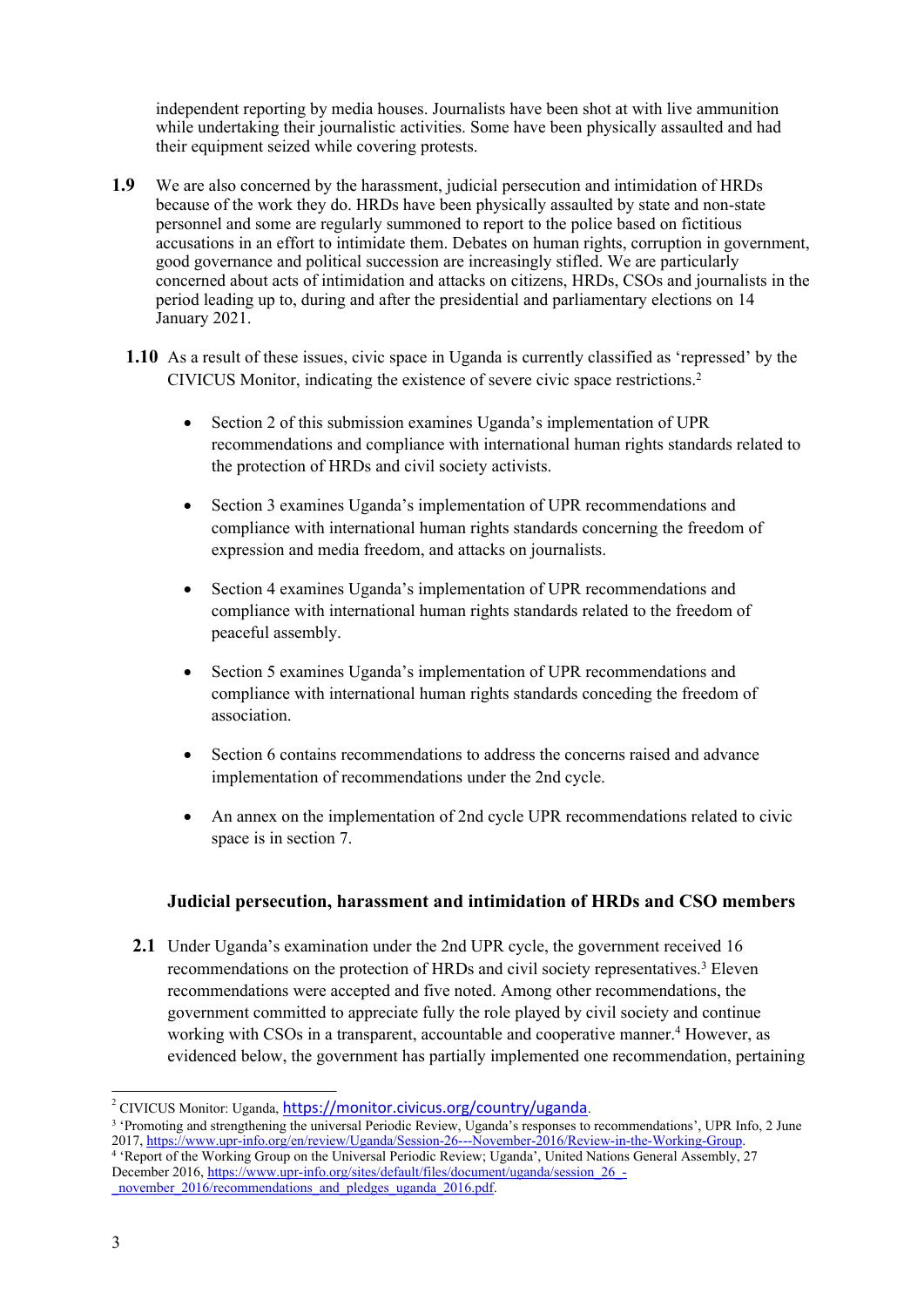independent reporting by media houses. Journalists have been shot at with live ammunition while undertaking their journalistic activities. Some have been physically assaulted and had their equipment seized while covering protests.

**1.9** We are also concerned by the harassment, judicial persecution and intimidation of HRDs because of the work they do. HRDs have been physically assaulted by state and non-state personnel and some are regularly summoned to report to the police based on fictitious accusations in an effort to intimidate them. Debates on human rights, corruption in government, good governance and political succession are increasingly stifled. We are particularly concerned about acts of intimidation and attacks on citizens, HRDs, CSOs and journalists in the period leading up to, during and after the presidential and parliamentary elections on 14 January 2021.

**1.10** As a result of these issues, civic space in Uganda is currently classified as 'repressed' by the CIVICUS Monitor, indicating the existence of severe civic space restrictions.[2]

- Section 2 of this submission examines Uganda's implementation of UPR recommendations and compliance with international human rights standards related to the protection of HRDs and civil society activists.
- Section 3 examines Uganda's implementation of UPR recommendations and compliance with international human rights standards concerning the freedom of expression and media freedom, and attacks on journalists.
- Section 4 examines Uganda's implementation of UPR recommendations and compliance with international human rights standards related to the freedom of peaceful assembly.
- Section 5 examines Uganda's implementation of UPR recommendations and compliance with international human rights standards conceding the freedom of association.
- Section 6 contains recommendations to address the concerns raised and advance implementation of recommendations under the 2nd cycle.
- An annex on the implementation of 2nd cycle UPR recommendations related to civic space is in section 7.

### Judicial persecution, harassment and intimidation of HRDs and CSO members

**2.1** Under Uganda's examination under the 2nd UPR cycle, the government received 16 recommendations on the protection of HRDs and civil society representatives.[3] Eleven recommendations were accepted and five noted. Among other recommendations, the government committed to appreciate fully the role played by civil society and continue working with CSOs in a transparent, accountable and cooperative manner.[4] However, as evidenced below, the government has partially implemented one recommendation, pertaining

---

[2] CIVICUS Monitor: Uganda, https://monitor.civicus.org/country/uganda.

[3] 'Promoting and strengthening the universal Periodic Review, Uganda's responses to recommendations', UPR Info, 2 June 2017, https://www.upr-info.org/en/review/Uganda/Session-26---November-2016/Review-in-the-Working-Group.

[4] 'Report of the Working Group on the Universal Periodic Review; Uganda', United Nations General Assembly, 27 December 2016, https://www.upr-info.org/sites/default/files/document/uganda/session_26_-_november_2016/recommendations_and_pledges_uganda_2016.pdf.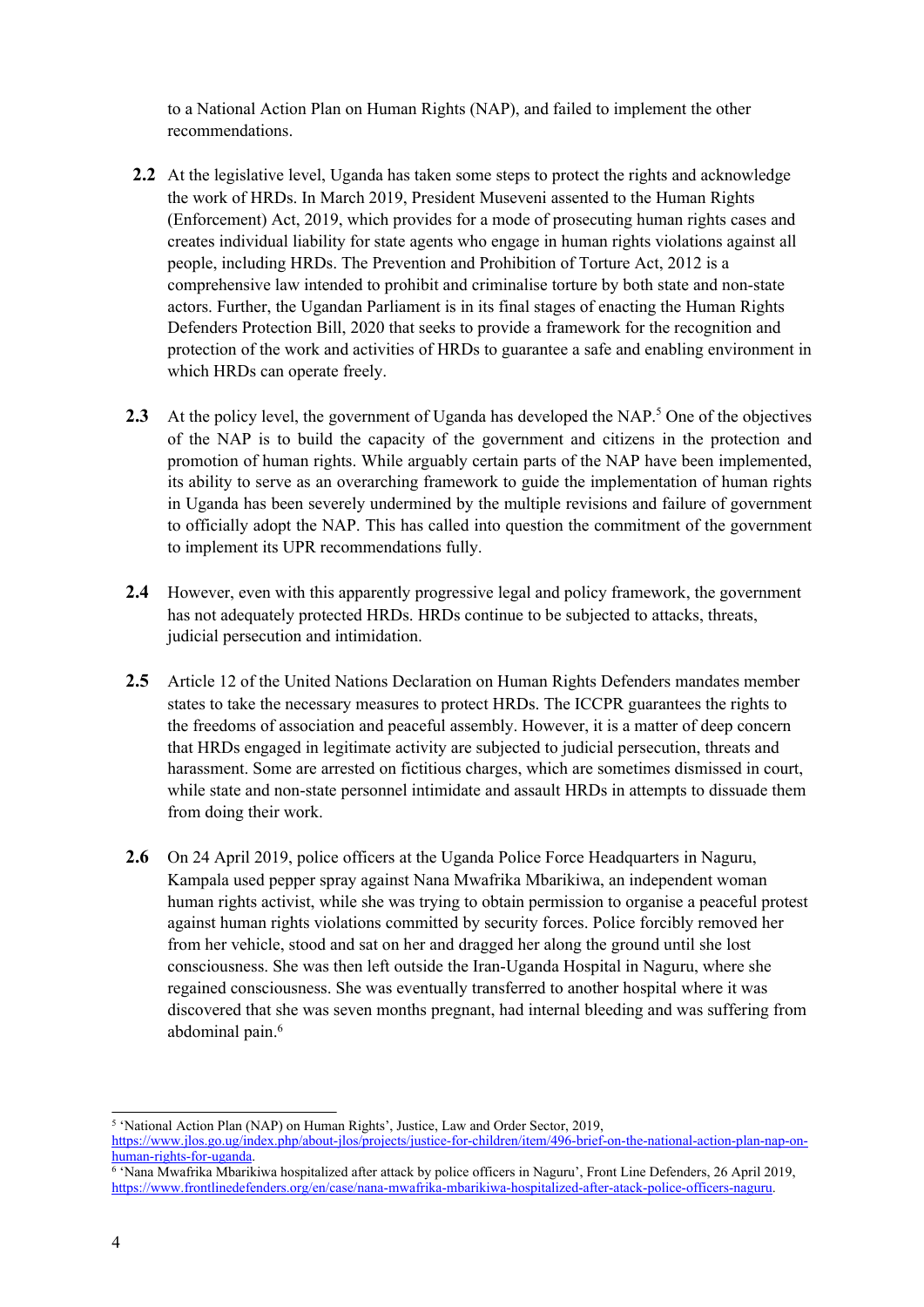to a National Action Plan on Human Rights (NAP), and failed to implement the other recommendations.

**2.2** At the legislative level, Uganda has taken some steps to protect the rights and acknowledge the work of HRDs. In March 2019, President Museveni assented to the Human Rights (Enforcement) Act, 2019, which provides for a mode of prosecuting human rights cases and creates individual liability for state agents who engage in human rights violations against all people, including HRDs. The Prevention and Prohibition of Torture Act, 2012 is a comprehensive law intended to prohibit and criminalise torture by both state and non-state actors. Further, the Ugandan Parliament is in its final stages of enacting the Human Rights Defenders Protection Bill, 2020 that seeks to provide a framework for the recognition and protection of the work and activities of HRDs to guarantee a safe and enabling environment in which HRDs can operate freely.

**2.3** At the policy level, the government of Uganda has developed the NAP.[5] One of the objectives of the NAP is to build the capacity of the government and citizens in the protection and promotion of human rights. While arguably certain parts of the NAP have been implemented, its ability to serve as an overarching framework to guide the implementation of human rights in Uganda has been severely undermined by the multiple revisions and failure of government to officially adopt the NAP. This has called into question the commitment of the government to implement its UPR recommendations fully.

**2.4** However, even with this apparently progressive legal and policy framework, the government has not adequately protected HRDs. HRDs continue to be subjected to attacks, threats, judicial persecution and intimidation.

**2.5** Article 12 of the United Nations Declaration on Human Rights Defenders mandates member states to take the necessary measures to protect HRDs. The ICCPR guarantees the rights to the freedoms of association and peaceful assembly. However, it is a matter of deep concern that HRDs engaged in legitimate activity are subjected to judicial persecution, threats and harassment. Some are arrested on fictitious charges, which are sometimes dismissed in court, while state and non-state personnel intimidate and assault HRDs in attempts to dissuade them from doing their work.

**2.6** On 24 April 2019, police officers at the Uganda Police Force Headquarters in Naguru, Kampala used pepper spray against Nana Mwafrika Mbarikiwa, an independent woman human rights activist, while she was trying to obtain permission to organise a peaceful protest against human rights violations committed by security forces. Police forcibly removed her from her vehicle, stood and sat on her and dragged her along the ground until she lost consciousness. She was then left outside the Iran-Uganda Hospital in Naguru, where she regained consciousness. She was eventually transferred to another hospital where it was discovered that she was seven months pregnant, had internal bleeding and was suffering from abdominal pain.[6]

---

[5] 'National Action Plan (NAP) on Human Rights', Justice, Law and Order Sector, 2019, https://www.jlos.go.ug/index.php/about-jlos/projects/justice-for-children/item/496-brief-on-the-national-action-plan-nap-on-human-rights-for-uganda.

[6] 'Nana Mwafrika Mbarikiwa hospitalized after attack by police officers in Naguru', Front Line Defenders, 26 April 2019, https://www.frontlinedefenders.org/en/case/nana-mwafrika-mbarikiwa-hospitalized-after-atack-police-officers-naguru.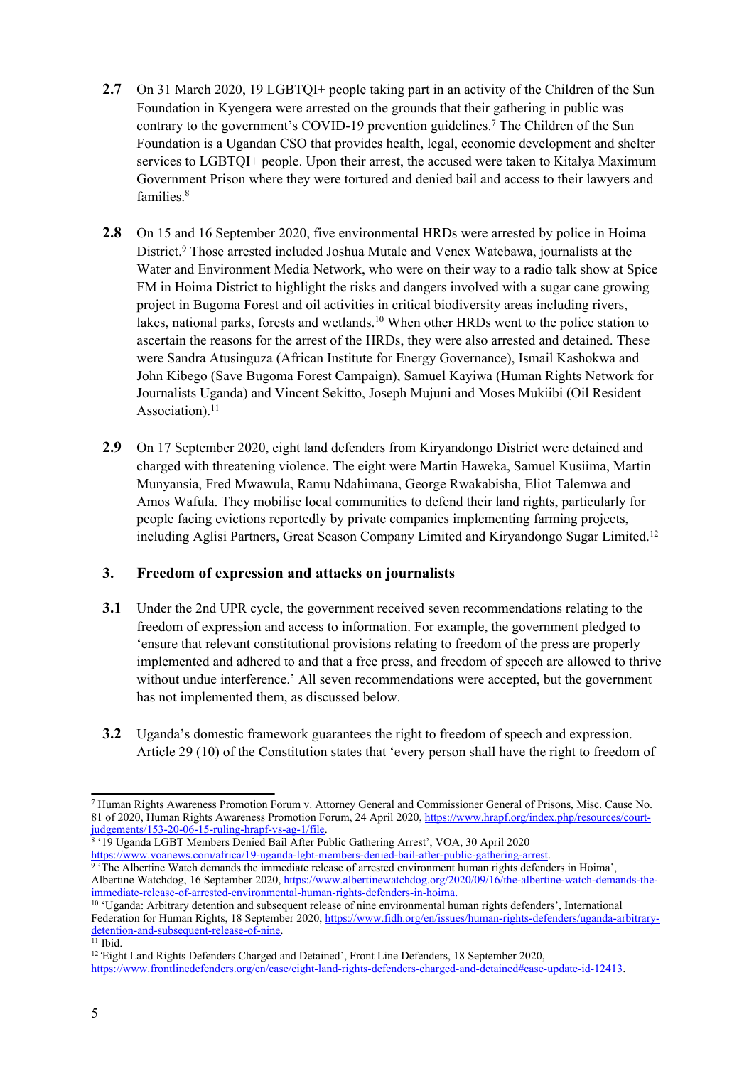**2.7** On 31 March 2020, 19 LGBTQI+ people taking part in an activity of the Children of the Sun Foundation in Kyengera were arrested on the grounds that their gathering in public was contrary to the government's COVID-19 prevention guidelines.[7] The Children of the Sun Foundation is a Ugandan CSO that provides health, legal, economic development and shelter services to LGBTQI+ people. Upon their arrest, the accused were taken to Kitalya Maximum Government Prison where they were tortured and denied bail and access to their lawyers and families.[8]

**2.8** On 15 and 16 September 2020, five environmental HRDs were arrested by police in Hoima District.[9] Those arrested included Joshua Mutale and Venex Watebawa, journalists at the Water and Environment Media Network, who were on their way to a radio talk show at Spice FM in Hoima District to highlight the risks and dangers involved with a sugar cane growing project in Bugoma Forest and oil activities in critical biodiversity areas including rivers, lakes, national parks, forests and wetlands.[10] When other HRDs went to the police station to ascertain the reasons for the arrest of the HRDs, they were also arrested and detained. These were Sandra Atusinguza (African Institute for Energy Governance), Ismail Kashokwa and John Kibego (Save Bugoma Forest Campaign), Samuel Kayiwa (Human Rights Network for Journalists Uganda) and Vincent Sekitto, Joseph Mujuni and Moses Mukiibi (Oil Resident Association).[11]

**2.9** On 17 September 2020, eight land defenders from Kiryandongo District were detained and charged with threatening violence. The eight were Martin Haweka, Samuel Kusiima, Martin Munyansia, Fred Mwawula, Ramu Ndahimana, George Rwakabisha, Eliot Talemwa and Amos Wafula. They mobilise local communities to defend their land rights, particularly for people facing evictions reportedly by private companies implementing farming projects, including Aglisi Partners, Great Season Company Limited and Kiryandongo Sugar Limited.[12]

## 3. Freedom of expression and attacks on journalists

**3.1** Under the 2nd UPR cycle, the government received seven recommendations relating to the freedom of expression and access to information. For example, the government pledged to 'ensure that relevant constitutional provisions relating to freedom of the press are properly implemented and adhered to and that a free press, and freedom of speech are allowed to thrive without undue interference.' All seven recommendations were accepted, but the government has not implemented them, as discussed below.

**3.2** Uganda's domestic framework guarantees the right to freedom of speech and expression. Article 29 (10) of the Constitution states that 'every person shall have the right to freedom of

---

[7] Human Rights Awareness Promotion Forum v. Attorney General and Commissioner General of Prisons, Misc. Cause No. 81 of 2020, Human Rights Awareness Promotion Forum, 24 April 2020, https://www.hrapf.org/index.php/resources/court-judgements/153-20-06-15-ruling-hrapf-vs-ag-1/file.

[8] '19 Uganda LGBT Members Denied Bail After Public Gathering Arrest', VOA, 30 April 2020 https://www.voanews.com/africa/19-uganda-lgbt-members-denied-bail-after-public-gathering-arrest.

[9] 'The Albertine Watch demands the immediate release of arrested environment human rights defenders in Hoima', Albertine Watchdog, 16 September 2020, https://www.albertinewatchdog.org/2020/09/16/the-albertine-watch-demands-the-immediate-release-of-arrested-environmental-human-rights-defenders-in-hoima.

[10] 'Uganda: Arbitrary detention and subsequent release of nine environmental human rights defenders', International Federation for Human Rights, 18 September 2020, https://www.fidh.org/en/issues/human-rights-defenders/uganda-arbitrary-detention-and-subsequent-release-of-nine.

[11] Ibid.

[12] 'Eight Land Rights Defenders Charged and Detained', Front Line Defenders, 18 September 2020, https://www.frontlinedefenders.org/en/case/eight-land-rights-defenders-charged-and-detained#case-update-id-12413.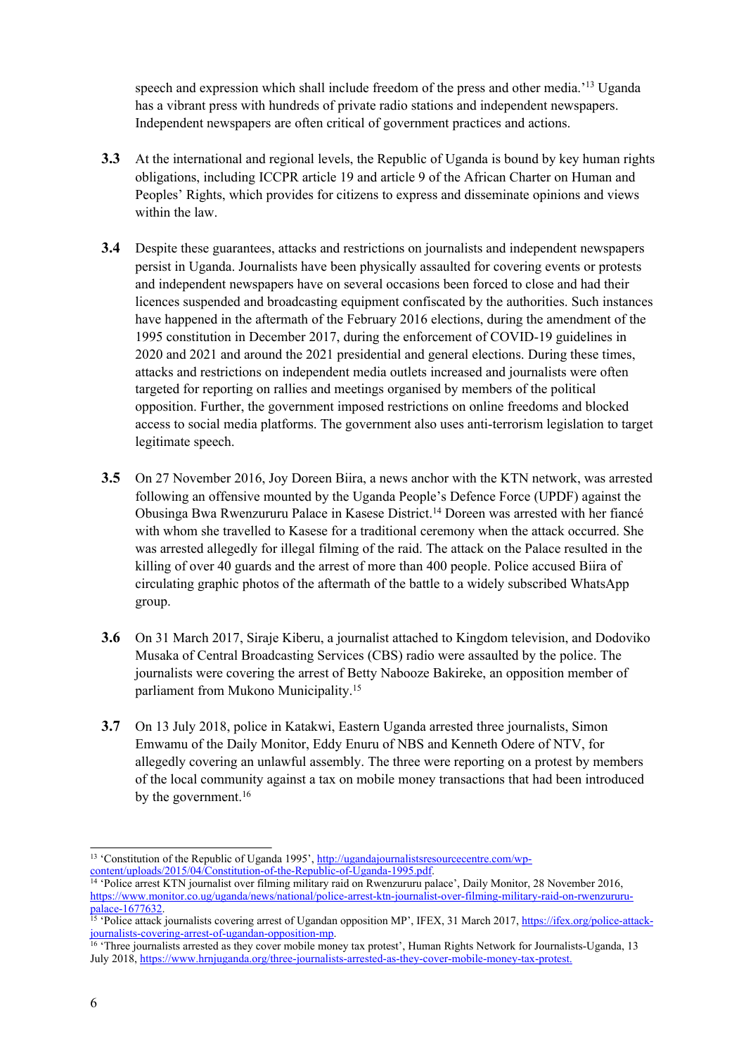speech and expression which shall include freedom of the press and other media.'[13] Uganda has a vibrant press with hundreds of private radio stations and independent newspapers. Independent newspapers are often critical of government practices and actions.

**3.3** At the international and regional levels, the Republic of Uganda is bound by key human rights obligations, including ICCPR article 19 and article 9 of the African Charter on Human and Peoples' Rights, which provides for citizens to express and disseminate opinions and views within the law.

**3.4** Despite these guarantees, attacks and restrictions on journalists and independent newspapers persist in Uganda. Journalists have been physically assaulted for covering events or protests and independent newspapers have on several occasions been forced to close and had their licences suspended and broadcasting equipment confiscated by the authorities. Such instances have happened in the aftermath of the February 2016 elections, during the amendment of the 1995 constitution in December 2017, during the enforcement of COVID-19 guidelines in 2020 and 2021 and around the 2021 presidential and general elections. During these times, attacks and restrictions on independent media outlets increased and journalists were often targeted for reporting on rallies and meetings organised by members of the political opposition. Further, the government imposed restrictions on online freedoms and blocked access to social media platforms. The government also uses anti-terrorism legislation to target legitimate speech.

**3.5** On 27 November 2016, Joy Doreen Biira, a news anchor with the KTN network, was arrested following an offensive mounted by the Uganda People's Defence Force (UPDF) against the Obusinga Bwa Rwenzururu Palace in Kasese District.[14] Doreen was arrested with her fiancé with whom she travelled to Kasese for a traditional ceremony when the attack occurred. She was arrested allegedly for illegal filming of the raid. The attack on the Palace resulted in the killing of over 40 guards and the arrest of more than 400 people. Police accused Biira of circulating graphic photos of the aftermath of the battle to a widely subscribed WhatsApp group.

**3.6** On 31 March 2017, Siraje Kiberu, a journalist attached to Kingdom television, and Dodoviko Musaka of Central Broadcasting Services (CBS) radio were assaulted by the police. The journalists were covering the arrest of Betty Nabooze Bakireke, an opposition member of parliament from Mukono Municipality.[15]

**3.7** On 13 July 2018, police in Katakwi, Eastern Uganda arrested three journalists, Simon Emwamu of the Daily Monitor, Eddy Enuru of NBS and Kenneth Odere of NTV, for allegedly covering an unlawful assembly. The three were reporting on a protest by members of the local community against a tax on mobile money transactions that had been introduced by the government.[16]

---

[13] 'Constitution of the Republic of Uganda 1995', http://ugandajournalistsresourcecentre.com/wp-content/uploads/2015/04/Constitution-of-the-Republic-of-Uganda-1995.pdf.

[14] 'Police arrest KTN journalist over filming military raid on Rwenzururu palace', Daily Monitor, 28 November 2016, https://www.monitor.co.ug/uganda/news/national/police-arrest-ktn-journalist-over-filming-military-raid-on-rwenzururu-palace-1677632.

[15] 'Police attack journalists covering arrest of Ugandan opposition MP', IFEX, 31 March 2017, https://ifex.org/police-attack-journalists-covering-arrest-of-ugandan-opposition-mp.

[16] 'Three journalists arrested as they cover mobile money tax protest', Human Rights Network for Journalists-Uganda, 13 July 2018, https://www.hrnjuganda.org/three-journalists-arrested-as-they-cover-mobile-money-tax-protest.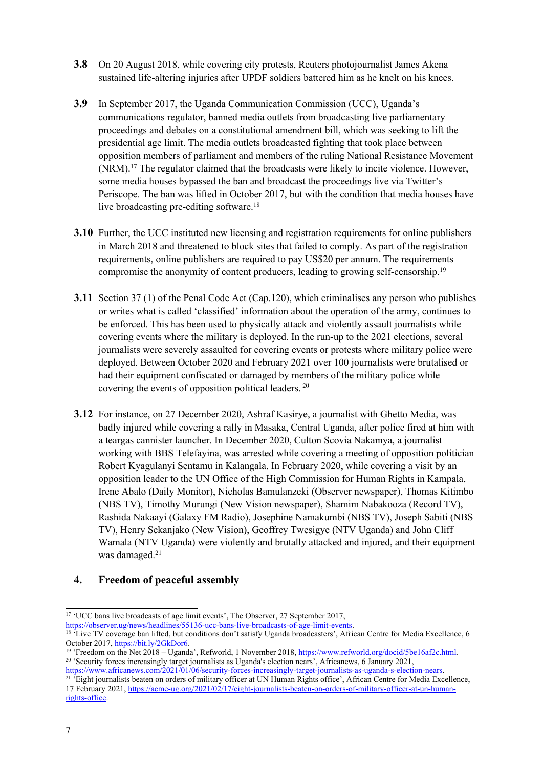**3.8** On 20 August 2018, while covering city protests, Reuters photojournalist James Akena sustained life-altering injuries after UPDF soldiers battered him as he knelt on his knees.

**3.9** In September 2017, the Uganda Communication Commission (UCC), Uganda's communications regulator, banned media outlets from broadcasting live parliamentary proceedings and debates on a constitutional amendment bill, which was seeking to lift the presidential age limit. The media outlets broadcasted fighting that took place between opposition members of parliament and members of the ruling National Resistance Movement (NRM).[17] The regulator claimed that the broadcasts were likely to incite violence. However, some media houses bypassed the ban and broadcast the proceedings live via Twitter's Periscope. The ban was lifted in October 2017, but with the condition that media houses have live broadcasting pre-editing software.[18]

**3.10** Further, the UCC instituted new licensing and registration requirements for online publishers in March 2018 and threatened to block sites that failed to comply. As part of the registration requirements, online publishers are required to pay US$20 per annum. The requirements compromise the anonymity of content producers, leading to growing self-censorship.[19]

**3.11** Section 37 (1) of the Penal Code Act (Cap.120), which criminalises any person who publishes or writes what is called 'classified' information about the operation of the army, continues to be enforced. This has been used to physically attack and violently assault journalists while covering events where the military is deployed. In the run-up to the 2021 elections, several journalists were severely assaulted for covering events or protests where military police were deployed. Between October 2020 and February 2021 over 100 journalists were brutalised or had their equipment confiscated or damaged by members of the military police while covering the events of opposition political leaders. [20]

**3.12** For instance, on 27 December 2020, Ashraf Kasirye, a journalist with Ghetto Media, was badly injured while covering a rally in Masaka, Central Uganda, after police fired at him with a teargas cannister launcher. In December 2020, Culton Scovia Nakamya, a journalist working with BBS Telefayina, was arrested while covering a meeting of opposition politician Robert Kyagulanyi Sentamu in Kalangala. In February 2020, while covering a visit by an opposition leader to the UN Office of the High Commission for Human Rights in Kampala, Irene Abalo (Daily Monitor), Nicholas Bamulanzeki (Observer newspaper), Thomas Kitimbo (NBS TV), Timothy Murungi (New Vision newspaper), Shamim Nabakooza (Record TV), Rashida Nakaayi (Galaxy FM Radio), Josephine Namakumbi (NBS TV), Joseph Sabiti (NBS TV), Henry Sekanjako (New Vision), Geoffrey Twesigye (NTV Uganda) and John Cliff Wamala (NTV Uganda) were violently and brutally attacked and injured, and their equipment was damaged.[21]

## 4. Freedom of peaceful assembly

---

[17] 'UCC bans live broadcasts of age limit events', The Observer, 27 September 2017, https://observer.ug/news/headlines/55136-ucc-bans-live-broadcasts-of-age-limit-events.

[18] 'Live TV coverage ban lifted, but conditions don't satisfy Uganda broadcasters', African Centre for Media Excellence, 6 October 2017, https://bit.ly/2GkDor6.

[19] 'Freedom on the Net 2018 – Uganda', Refworld, 1 November 2018, https://www.refworld.org/docid/5be16af2c.html.

[20] 'Security forces increasingly target journalists as Uganda's election nears', Africanews, 6 January 2021, https://www.africanews.com/2021/01/06/security-forces-increasingly-target-journalists-as-uganda-s-election-nears.

[21] 'Eight journalists beaten on orders of military officer at UN Human Rights office', African Centre for Media Excellence, 17 February 2021, https://acme-ug.org/2021/02/17/eight-journalists-beaten-on-orders-of-military-officer-at-un-human-rights-office.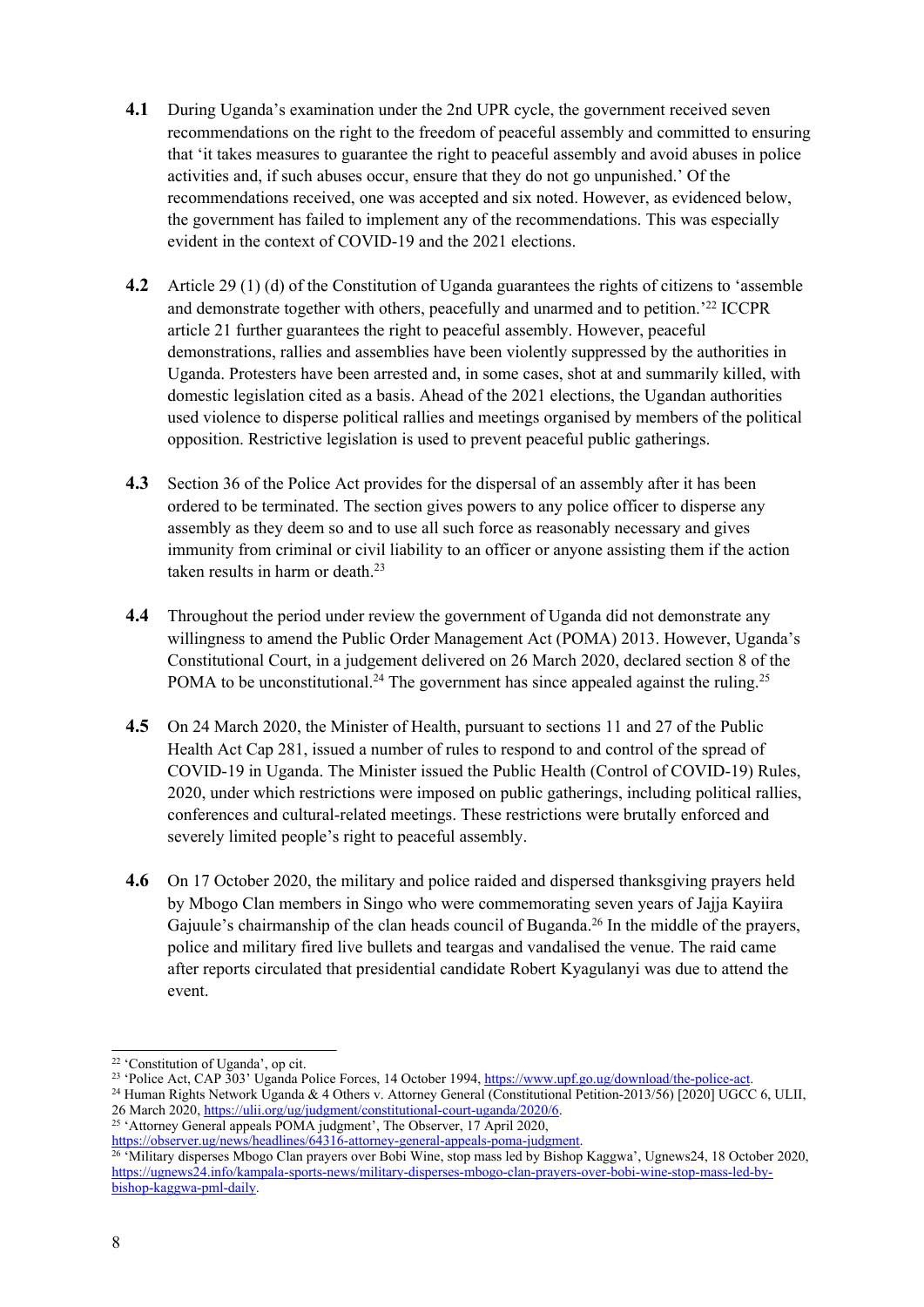**4.1** During Uganda's examination under the 2nd UPR cycle, the government received seven recommendations on the right to the freedom of peaceful assembly and committed to ensuring that 'it takes measures to guarantee the right to peaceful assembly and avoid abuses in police activities and, if such abuses occur, ensure that they do not go unpunished.' Of the recommendations received, one was accepted and six noted. However, as evidenced below, the government has failed to implement any of the recommendations. This was especially evident in the context of COVID-19 and the 2021 elections.

**4.2** Article 29 (1) (d) of the Constitution of Uganda guarantees the rights of citizens to 'assemble and demonstrate together with others, peacefully and unarmed and to petition.'[22] ICCPR article 21 further guarantees the right to peaceful assembly. However, peaceful demonstrations, rallies and assemblies have been violently suppressed by the authorities in Uganda. Protesters have been arrested and, in some cases, shot at and summarily killed, with domestic legislation cited as a basis. Ahead of the 2021 elections, the Ugandan authorities used violence to disperse political rallies and meetings organised by members of the political opposition. Restrictive legislation is used to prevent peaceful public gatherings.

**4.3** Section 36 of the Police Act provides for the dispersal of an assembly after it has been ordered to be terminated. The section gives powers to any police officer to disperse any assembly as they deem so and to use all such force as reasonably necessary and gives immunity from criminal or civil liability to an officer or anyone assisting them if the action taken results in harm or death.[23]

**4.4** Throughout the period under review the government of Uganda did not demonstrate any willingness to amend the Public Order Management Act (POMA) 2013. However, Uganda's Constitutional Court, in a judgement delivered on 26 March 2020, declared section 8 of the POMA to be unconstitutional.[24] The government has since appealed against the ruling.[25]

**4.5** On 24 March 2020, the Minister of Health, pursuant to sections 11 and 27 of the Public Health Act Cap 281, issued a number of rules to respond to and control of the spread of COVID-19 in Uganda. The Minister issued the Public Health (Control of COVID-19) Rules, 2020, under which restrictions were imposed on public gatherings, including political rallies, conferences and cultural-related meetings. These restrictions were brutally enforced and severely limited people's right to peaceful assembly.

**4.6** On 17 October 2020, the military and police raided and dispersed thanksgiving prayers held by Mbogo Clan members in Singo who were commemorating seven years of Jajja Kayiira Gajuule's chairmanship of the clan heads council of Buganda.[26] In the middle of the prayers, police and military fired live bullets and teargas and vandalised the venue. The raid came after reports circulated that presidential candidate Robert Kyagulanyi was due to attend the event.

---

[22] 'Constitution of Uganda', op cit.

[23] 'Police Act, CAP 303' Uganda Police Forces, 14 October 1994, https://www.upf.go.ug/download/the-police-act.

[24] Human Rights Network Uganda & 4 Others v. Attorney General (Constitutional Petition-2013/56) [2020] UGCC 6, ULII, 26 March 2020, https://ulii.org/ug/judgment/constitutional-court-uganda/2020/6.

[25] 'Attorney General appeals POMA judgment', The Observer, 17 April 2020, https://observer.ug/news/headlines/64316-attorney-general-appeals-poma-judgment.

[26] 'Military disperses Mbogo Clan prayers over Bobi Wine, stop mass led by Bishop Kaggwa', Ugnews24, 18 October 2020, https://ugnews24.info/kampala-sports-news/military-disperses-mbogo-clan-prayers-over-bobi-wine-stop-mass-led-by-bishop-kaggwa-pml-daily.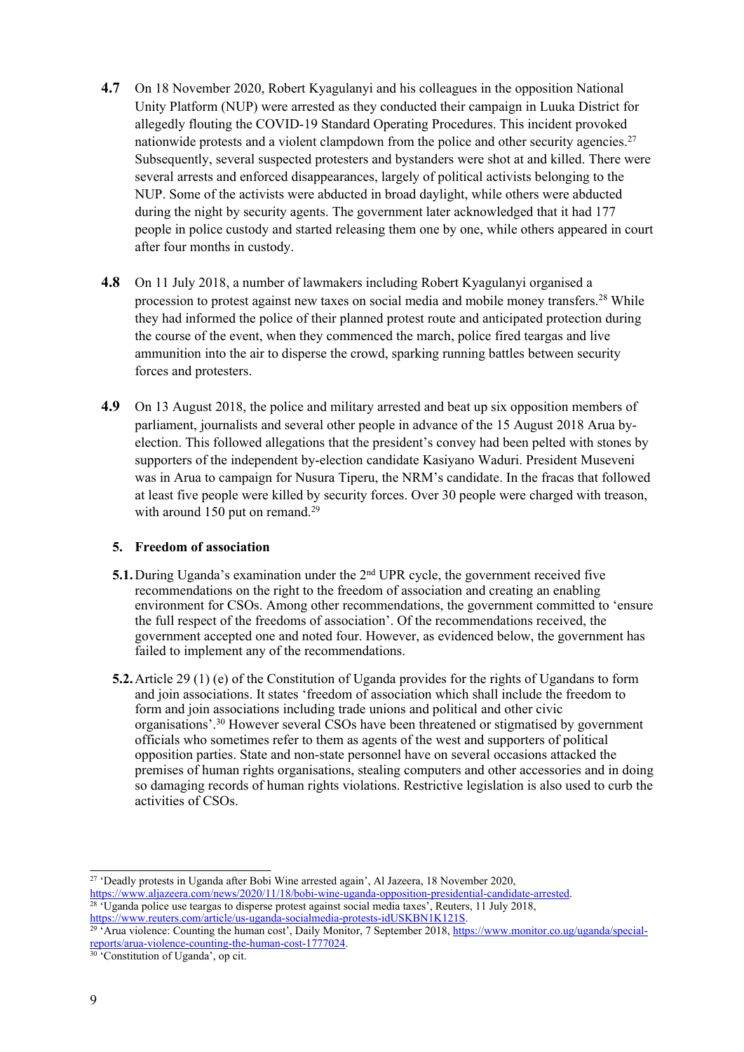**4.7** On 18 November 2020, Robert Kyagulanyi and his colleagues in the opposition National Unity Platform (NUP) were arrested as they conducted their campaign in Luuka District for allegedly flouting the COVID-19 Standard Operating Procedures. This incident provoked nationwide protests and a violent clampdown from the police and other security agencies.[27] Subsequently, several suspected protesters and bystanders were shot at and killed. There were several arrests and enforced disappearances, largely of political activists belonging to the NUP. Some of the activists were abducted in broad daylight, while others were abducted during the night by security agents. The government later acknowledged that it had 177 people in police custody and started releasing them one by one, while others appeared in court after four months in custody.

**4.8** On 11 July 2018, a number of lawmakers including Robert Kyagulanyi organised a procession to protest against new taxes on social media and mobile money transfers.[28] While they had informed the police of their planned protest route and anticipated protection during the course of the event, when they commenced the march, police fired teargas and live ammunition into the air to disperse the crowd, sparking running battles between security forces and protesters.

**4.9** On 13 August 2018, the police and military arrested and beat up six opposition members of parliament, journalists and several other people in advance of the 15 August 2018 Arua by-election. This followed allegations that the president's convey had been pelted with stones by supporters of the independent by-election candidate Kasiyano Waduri. President Museveni was in Arua to campaign for Nusura Tiperu, the NRM's candidate. In the fracas that followed at least five people were killed by security forces. Over 30 people were charged with treason, with around 150 put on remand.[29]

## 5. Freedom of association

**5.1.** During Uganda's examination under the 2nd UPR cycle, the government received five recommendations on the right to the freedom of association and creating an enabling environment for CSOs. Among other recommendations, the government committed to 'ensure the full respect of the freedoms of association'. Of the recommendations received, the government accepted one and noted four. However, as evidenced below, the government has failed to implement any of the recommendations.

**5.2.** Article 29 (1) (e) of the Constitution of Uganda provides for the rights of Ugandans to form and join associations. It states 'freedom of association which shall include the freedom to form and join associations including trade unions and political and other civic organisations'.[30] However several CSOs have been threatened or stigmatised by government officials who sometimes refer to them as agents of the west and supporters of political opposition parties. State and non-state personnel have on several occasions attacked the premises of human rights organisations, stealing computers and other accessories and in doing so damaging records of human rights violations. Restrictive legislation is also used to curb the activities of CSOs.

---

[27] 'Deadly protests in Uganda after Bobi Wine arrested again', Al Jazeera, 18 November 2020, https://www.aljazeera.com/news/2020/11/18/bobi-wine-uganda-opposition-presidential-candidate-arrested.

[28] 'Uganda police use teargas to disperse protest against social media taxes', Reuters, 11 July 2018, https://www.reuters.com/article/us-uganda-socialmedia-protests-idUSKBN1K121S.

[29] 'Arua violence: Counting the human cost', Daily Monitor, 7 September 2018, https://www.monitor.co.ug/uganda/special-reports/arua-violence-counting-the-human-cost-1777024.

[30] 'Constitution of Uganda', op cit.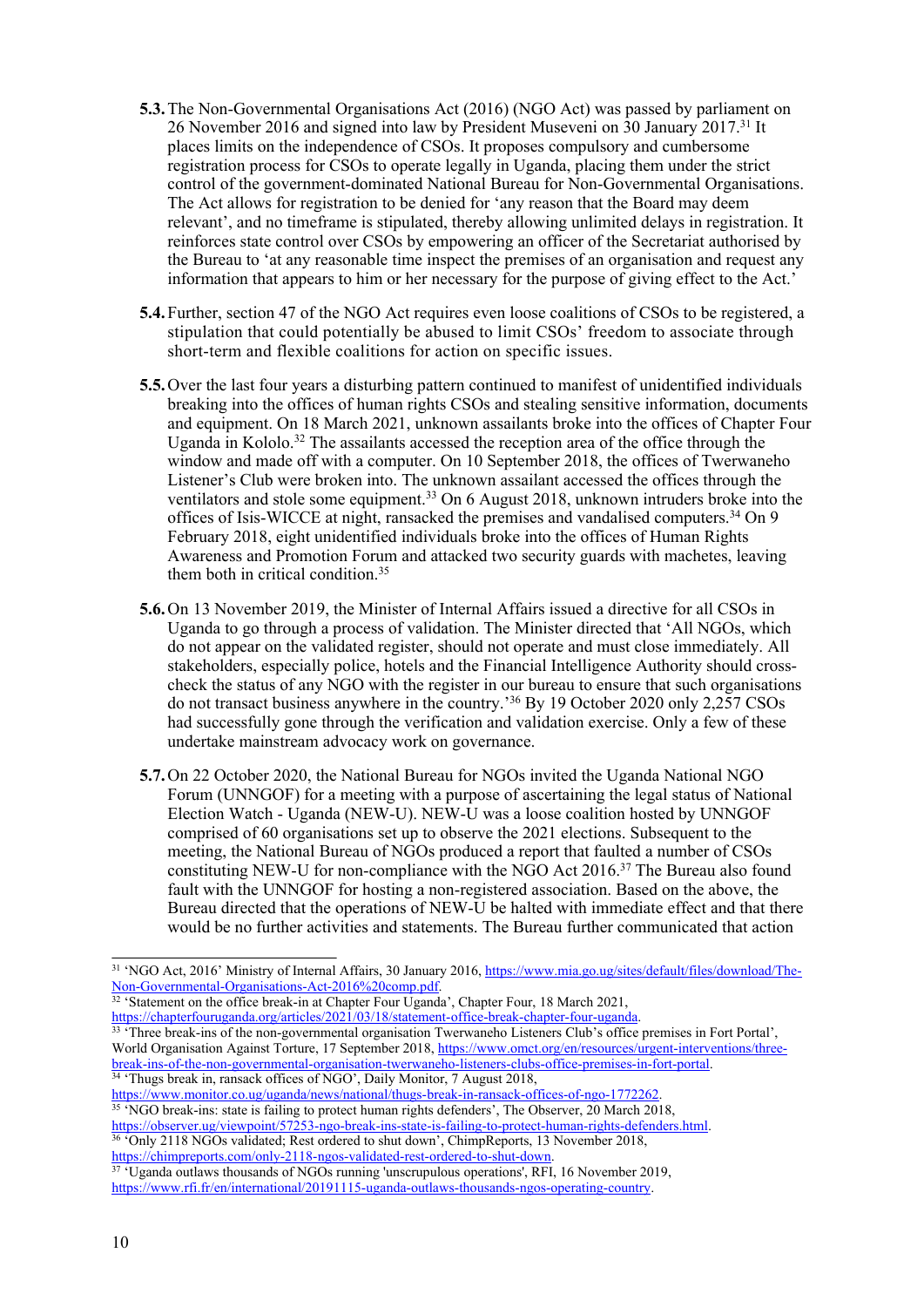**5.3.** The Non-Governmental Organisations Act (2016) (NGO Act) was passed by parliament on 26 November 2016 and signed into law by President Museveni on 30 January 2017.[31] It places limits on the independence of CSOs. It proposes compulsory and cumbersome registration process for CSOs to operate legally in Uganda, placing them under the strict control of the government-dominated National Bureau for Non-Governmental Organisations. The Act allows for registration to be denied for 'any reason that the Board may deem relevant', and no timeframe is stipulated, thereby allowing unlimited delays in registration. It reinforces state control over CSOs by empowering an officer of the Secretariat authorised by the Bureau to 'at any reasonable time inspect the premises of an organisation and request any information that appears to him or her necessary for the purpose of giving effect to the Act.'

**5.4.** Further, section 47 of the NGO Act requires even loose coalitions of CSOs to be registered, a stipulation that could potentially be abused to limit CSOs' freedom to associate through short-term and flexible coalitions for action on specific issues.

**5.5.** Over the last four years a disturbing pattern continued to manifest of unidentified individuals breaking into the offices of human rights CSOs and stealing sensitive information, documents and equipment. On 18 March 2021, unknown assailants broke into the offices of Chapter Four Uganda in Kololo.[32] The assailants accessed the reception area of the office through the window and made off with a computer. On 10 September 2018, the offices of Twerwaneho Listener's Club were broken into. The unknown assailant accessed the offices through the ventilators and stole some equipment.[33] On 6 August 2018, unknown intruders broke into the offices of Isis-WICCE at night, ransacked the premises and vandalised computers.[34] On 9 February 2018, eight unidentified individuals broke into the offices of Human Rights Awareness and Promotion Forum and attacked two security guards with machetes, leaving them both in critical condition.[35]

**5.6.** On 13 November 2019, the Minister of Internal Affairs issued a directive for all CSOs in Uganda to go through a process of validation. The Minister directed that 'All NGOs, which do not appear on the validated register, should not operate and must close immediately. All stakeholders, especially police, hotels and the Financial Intelligence Authority should cross-check the status of any NGO with the register in our bureau to ensure that such organisations do not transact business anywhere in the country.'[36] By 19 October 2020 only 2,257 CSOs had successfully gone through the verification and validation exercise. Only a few of these undertake mainstream advocacy work on governance.

**5.7.** On 22 October 2020, the National Bureau for NGOs invited the Uganda National NGO Forum (UNNGOF) for a meeting with a purpose of ascertaining the legal status of National Election Watch - Uganda (NEW-U). NEW-U was a loose coalition hosted by UNNGOF comprised of 60 organisations set up to observe the 2021 elections. Subsequent to the meeting, the National Bureau of NGOs produced a report that faulted a number of CSOs constituting NEW-U for non-compliance with the NGO Act 2016.[37] The Bureau also found fault with the UNNGOF for hosting a non-registered association. Based on the above, the Bureau directed that the operations of NEW-U be halted with immediate effect and that there would be no further activities and statements. The Bureau further communicated that action

---

[31] 'NGO Act, 2016' Ministry of Internal Affairs, 30 January 2016, https://www.mia.go.ug/sites/default/files/download/The-Non-Governmental-Organisations-Act-2016%20comp.pdf.

[32] 'Statement on the office break-in at Chapter Four Uganda', Chapter Four, 18 March 2021, https://chapterfouruganda.org/articles/2021/03/18/statement-office-break-chapter-four-uganda.

[33] 'Three break-ins of the non-governmental organisation Twerwaneho Listeners Club's office premises in Fort Portal', World Organisation Against Torture, 17 September 2018, https://www.omct.org/en/resources/urgent-interventions/three-break-ins-of-the-non-governmental-organisation-twerwaneho-listeners-clubs-office-premises-in-fort-portal.

[34] 'Thugs break in, ransack offices of NGO', Daily Monitor, 7 August 2018, https://www.monitor.co.ug/uganda/news/national/thugs-break-in-ransack-offices-of-ngo-1772262.

[35] 'NGO break-ins: state is failing to protect human rights defenders', The Observer, 20 March 2018, https://observer.ug/viewpoint/57253-ngo-break-ins-state-is-failing-to-protect-human-rights-defenders.html.

[36] 'Only 2118 NGOs validated; Rest ordered to shut down', ChimpReports, 13 November 2018, https://chimpreports.com/only-2118-ngos-validated-rest-ordered-to-shut-down.

[37] 'Uganda outlaws thousands of NGOs running 'unscrupulous operations', RFI, 16 November 2019, https://www.rfi.fr/en/international/20191115-uganda-outlaws-thousands-ngos-operating-country.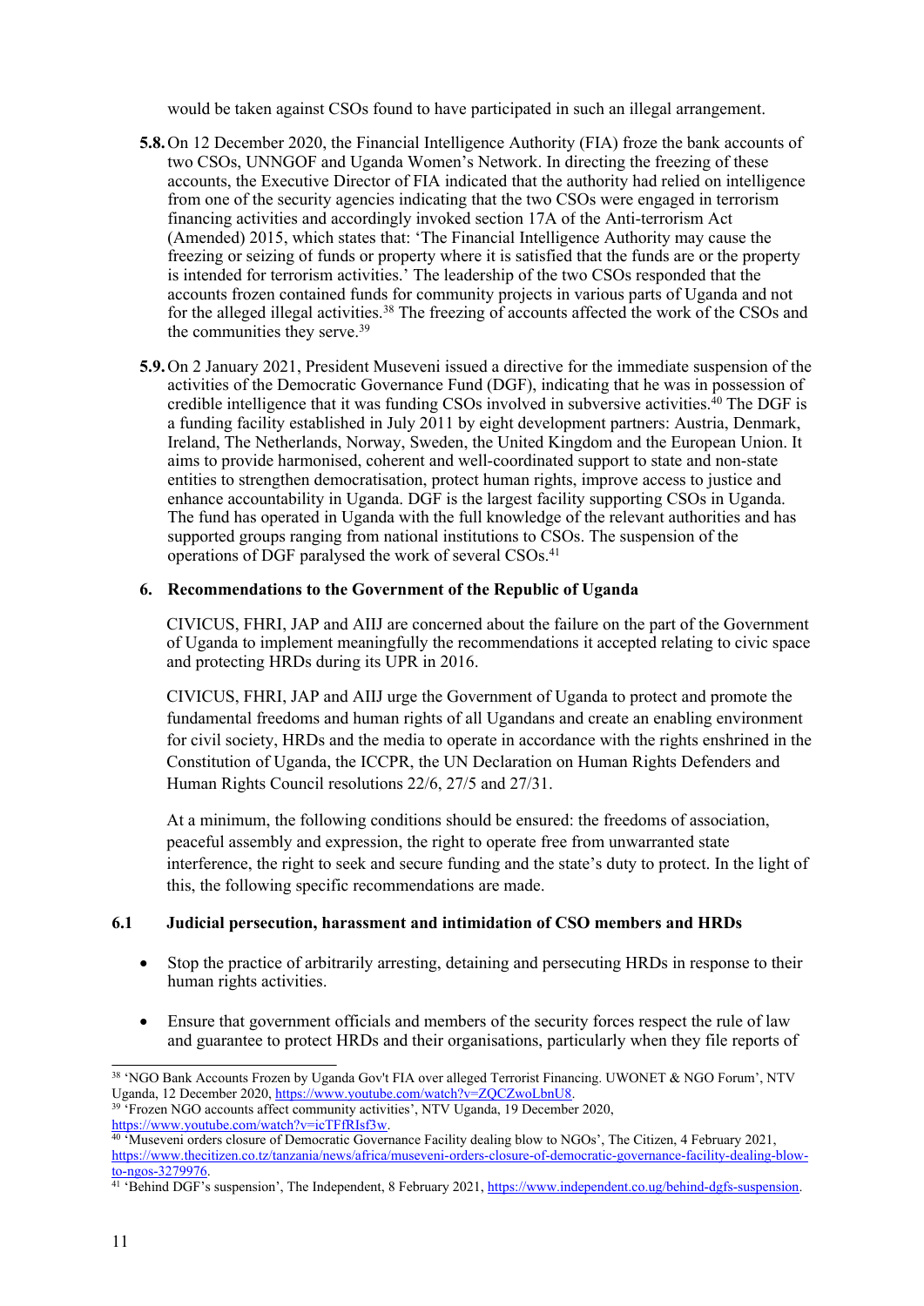would be taken against CSOs found to have participated in such an illegal arrangement.

**5.8.** On 12 December 2020, the Financial Intelligence Authority (FIA) froze the bank accounts of two CSOs, UNNGOF and Uganda Women's Network. In directing the freezing of these accounts, the Executive Director of FIA indicated that the authority had relied on intelligence from one of the security agencies indicating that the two CSOs were engaged in terrorism financing activities and accordingly invoked section 17A of the Anti-terrorism Act (Amended) 2015, which states that: 'The Financial Intelligence Authority may cause the freezing or seizing of funds or property where it is satisfied that the funds are or the property is intended for terrorism activities.' The leadership of the two CSOs responded that the accounts frozen contained funds for community projects in various parts of Uganda and not for the alleged illegal activities.[38] The freezing of accounts affected the work of the CSOs and the communities they serve.[39]

**5.9.** On 2 January 2021, President Museveni issued a directive for the immediate suspension of the activities of the Democratic Governance Fund (DGF), indicating that he was in possession of credible intelligence that it was funding CSOs involved in subversive activities.[40] The DGF is a funding facility established in July 2011 by eight development partners: Austria, Denmark, Ireland, The Netherlands, Norway, Sweden, the United Kingdom and the European Union. It aims to provide harmonised, coherent and well-coordinated support to state and non-state entities to strengthen democratisation, protect human rights, improve access to justice and enhance accountability in Uganda. DGF is the largest facility supporting CSOs in Uganda. The fund has operated in Uganda with the full knowledge of the relevant authorities and has supported groups ranging from national institutions to CSOs. The suspension of the operations of DGF paralysed the work of several CSOs.[41]

## 6. Recommendations to the Government of the Republic of Uganda

CIVICUS, FHRI, JAP and AIIJ are concerned about the failure on the part of the Government of Uganda to implement meaningfully the recommendations it accepted relating to civic space and protecting HRDs during its UPR in 2016.

CIVICUS, FHRI, JAP and AIIJ urge the Government of Uganda to protect and promote the fundamental freedoms and human rights of all Ugandans and create an enabling environment for civil society, HRDs and the media to operate in accordance with the rights enshrined in the Constitution of Uganda, the ICCPR, the UN Declaration on Human Rights Defenders and Human Rights Council resolutions 22/6, 27/5 and 27/31.

At a minimum, the following conditions should be ensured: the freedoms of association, peaceful assembly and expression, the right to operate free from unwarranted state interference, the right to seek and secure funding and the state's duty to protect. In the light of this, the following specific recommendations are made.

### 6.1 Judicial persecution, harassment and intimidation of CSO members and HRDs

- Stop the practice of arbitrarily arresting, detaining and persecuting HRDs in response to their human rights activities.
- Ensure that government officials and members of the security forces respect the rule of law and guarantee to protect HRDs and their organisations, particularly when they file reports of

---

[38] 'NGO Bank Accounts Frozen by Uganda Gov't FIA over alleged Terrorist Financing. UWONET & NGO Forum', NTV Uganda, 12 December 2020, https://www.youtube.com/watch?v=ZQCZwoLbnU8.

[39] 'Frozen NGO accounts affect community activities', NTV Uganda, 19 December 2020, https://www.youtube.com/watch?v=icTFfRIsf3w.

[40] 'Museveni orders closure of Democratic Governance Facility dealing blow to NGOs', The Citizen, 4 February 2021, https://www.thecitizen.co.tz/tanzania/news/africa/museveni-orders-closure-of-democratic-governance-facility-dealing-blow-to-ngos-3279976.

[41] 'Behind DGF's suspension', The Independent, 8 February 2021, https://www.independent.co.ug/behind-dgfs-suspension.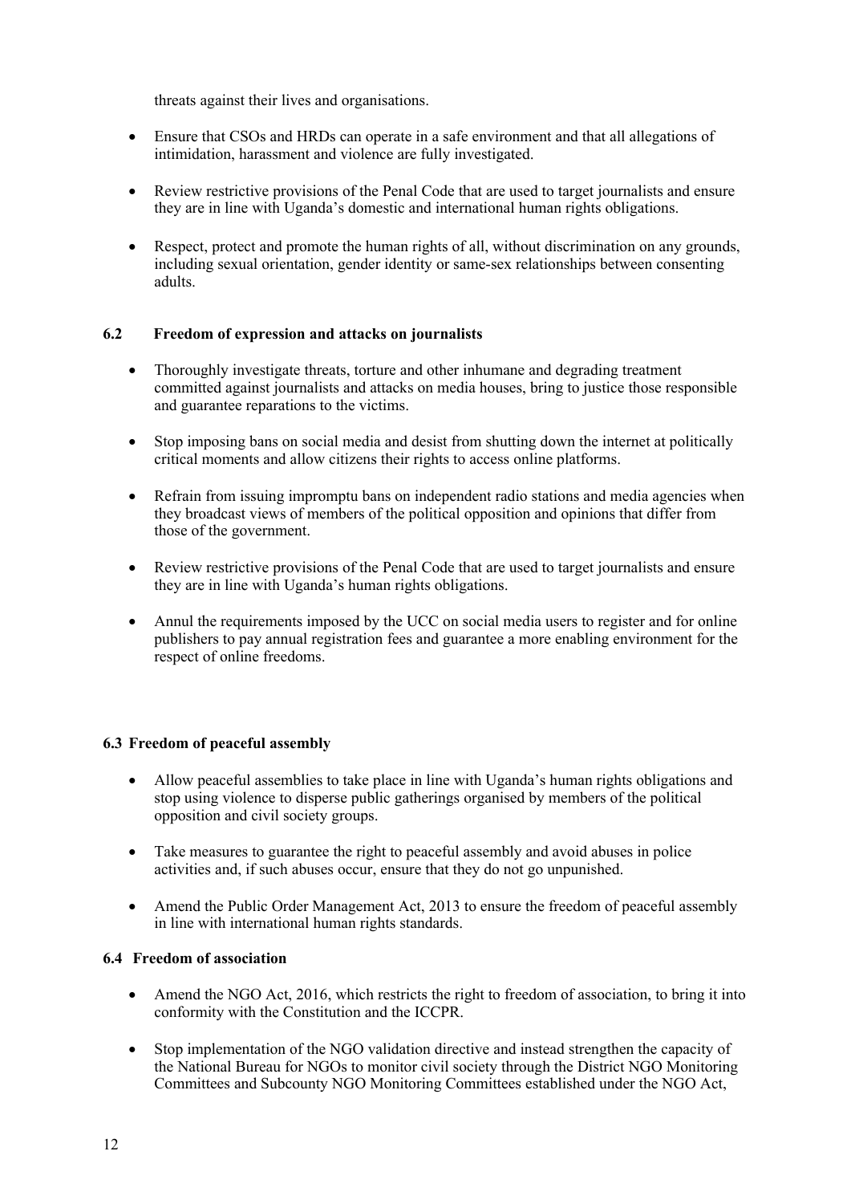threats against their lives and organisations.

- Ensure that CSOs and HRDs can operate in a safe environment and that all allegations of intimidation, harassment and violence are fully investigated.
- Review restrictive provisions of the Penal Code that are used to target journalists and ensure they are in line with Uganda's domestic and international human rights obligations.
- Respect, protect and promote the human rights of all, without discrimination on any grounds, including sexual orientation, gender identity or same-sex relationships between consenting adults.

### 6.2 Freedom of expression and attacks on journalists

- Thoroughly investigate threats, torture and other inhumane and degrading treatment committed against journalists and attacks on media houses, bring to justice those responsible and guarantee reparations to the victims.
- Stop imposing bans on social media and desist from shutting down the internet at politically critical moments and allow citizens their rights to access online platforms.
- Refrain from issuing impromptu bans on independent radio stations and media agencies when they broadcast views of members of the political opposition and opinions that differ from those of the government.
- Review restrictive provisions of the Penal Code that are used to target journalists and ensure they are in line with Uganda's human rights obligations.
- Annul the requirements imposed by the UCC on social media users to register and for online publishers to pay annual registration fees and guarantee a more enabling environment for the respect of online freedoms.

### 6.3 Freedom of peaceful assembly

- Allow peaceful assemblies to take place in line with Uganda's human rights obligations and stop using violence to disperse public gatherings organised by members of the political opposition and civil society groups.
- Take measures to guarantee the right to peaceful assembly and avoid abuses in police activities and, if such abuses occur, ensure that they do not go unpunished.
- Amend the Public Order Management Act, 2013 to ensure the freedom of peaceful assembly in line with international human rights standards.

### 6.4 Freedom of association

- Amend the NGO Act, 2016, which restricts the right to freedom of association, to bring it into conformity with the Constitution and the ICCPR.
- Stop implementation of the NGO validation directive and instead strengthen the capacity of the National Bureau for NGOs to monitor civil society through the District NGO Monitoring Committees and Subcounty NGO Monitoring Committees established under the NGO Act,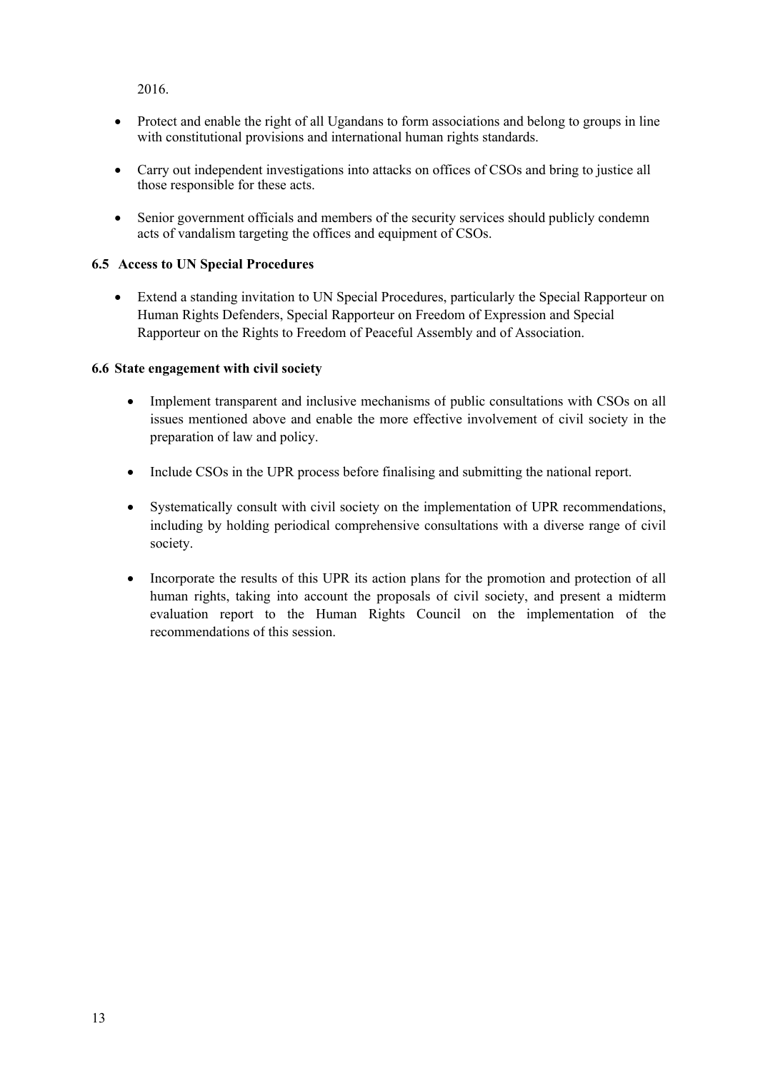2016.

- Protect and enable the right of all Ugandans to form associations and belong to groups in line with constitutional provisions and international human rights standards.
- Carry out independent investigations into attacks on offices of CSOs and bring to justice all those responsible for these acts.
- Senior government officials and members of the security services should publicly condemn acts of vandalism targeting the offices and equipment of CSOs.

### 6.5 Access to UN Special Procedures

- Extend a standing invitation to UN Special Procedures, particularly the Special Rapporteur on Human Rights Defenders, Special Rapporteur on Freedom of Expression and Special Rapporteur on the Rights to Freedom of Peaceful Assembly and of Association.

### 6.6 State engagement with civil society

- Implement transparent and inclusive mechanisms of public consultations with CSOs on all issues mentioned above and enable the more effective involvement of civil society in the preparation of law and policy.
- Include CSOs in the UPR process before finalising and submitting the national report.
- Systematically consult with civil society on the implementation of UPR recommendations, including by holding periodical comprehensive consultations with a diverse range of civil society.
- Incorporate the results of this UPR its action plans for the promotion and protection of all human rights, taking into account the proposals of civil society, and present a midterm evaluation report to the Human Rights Council on the implementation of the recommendations of this session.